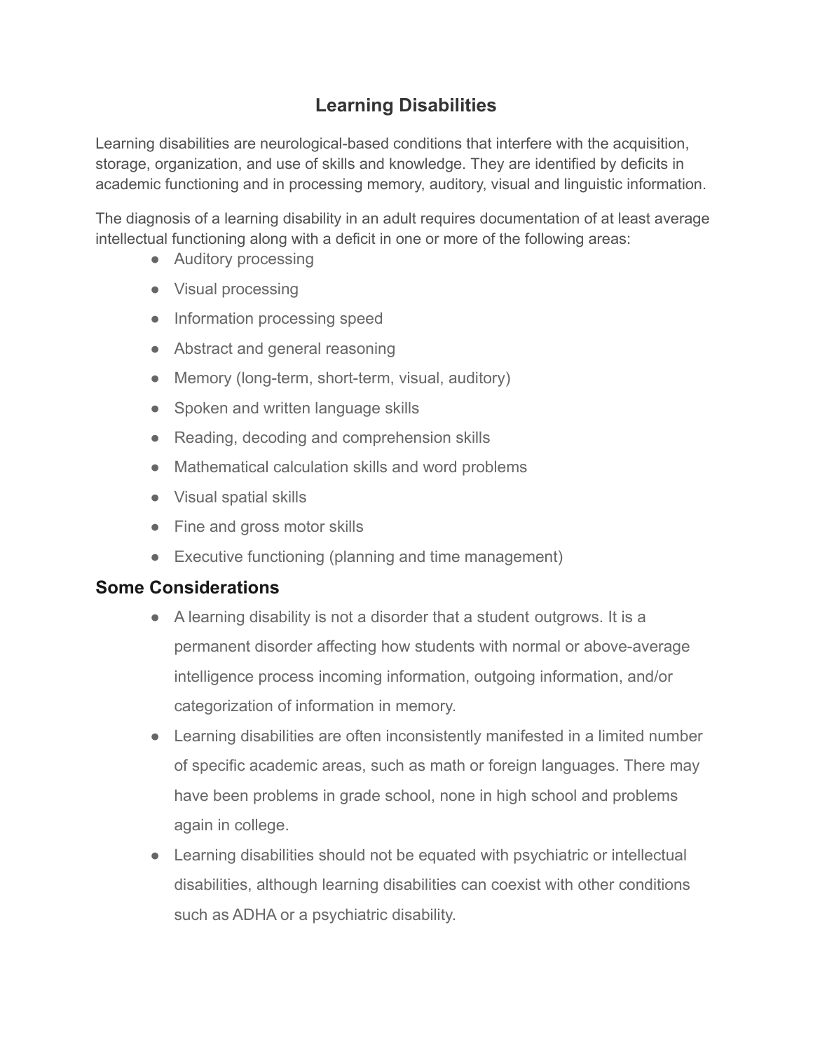# Learning Disabilities

Learning disabilities are neurological-based conditions that interfere with the acquisition, storage, organization, and use of skills and knowledge. They are identified by deficits in academic functioning and in processing memory, auditory, visual and linguistic information.

The diagnosis of a learning disability in an adult requires documentation of at least average intellectual functioning along with a deficit in one or more of the following areas:

- Auditory processing
- Visual processing
- Information processing speed
- Abstract and general reasoning
- Memory (long-term, short-term, visual, auditory)
- Spoken and written language skills
- Reading, decoding and comprehension skills
- Mathematical calculation skills and word problems
- Visual spatial skills
- Fine and gross motor skills
- Executive functioning (planning and time management)

## Some Considerations

- A learning disability is not a disorder that a student outgrows. It is a permanent disorder affecting how students with normal or above-average intelligence process incoming information, outgoing information, and/or categorization of information in memory.
- Learning disabilities are often inconsistently manifested in a limited number of specific academic areas, such as math or foreign languages. There may have been problems in grade school, none in high school and problems again in college.
- Learning disabilities should not be equated with psychiatric or intellectual disabilities, although learning disabilities can coexist with other conditions such as ADHA or a psychiatric disability.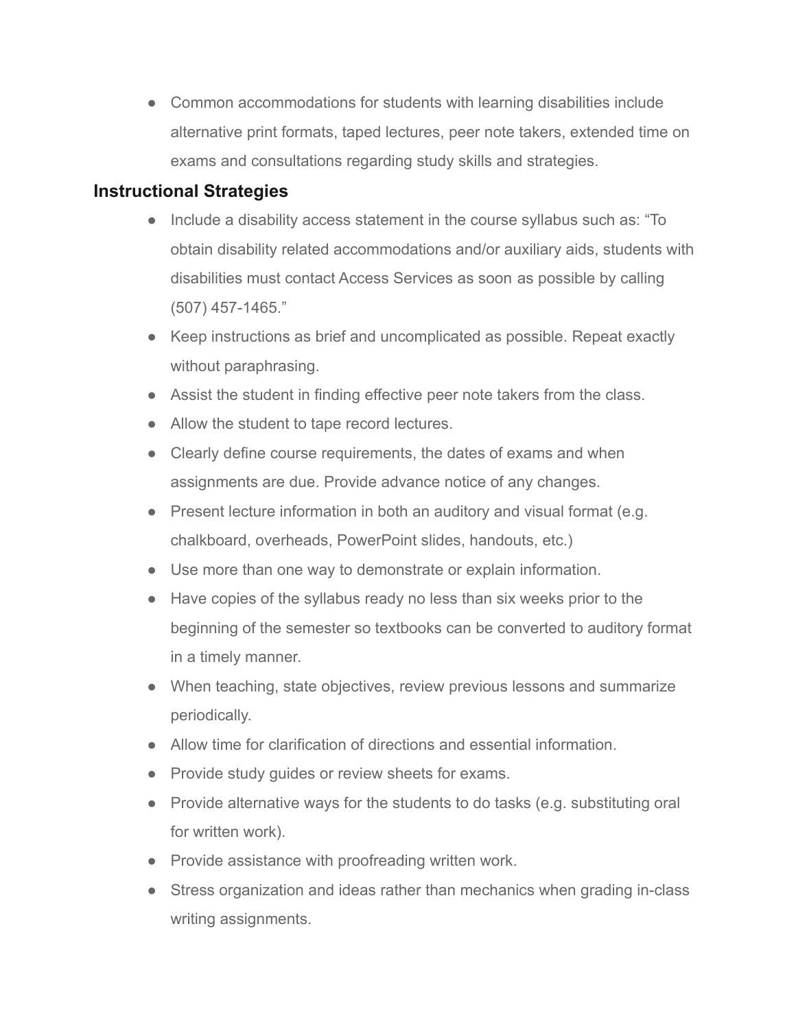- Common accommodations for students with learning disabilities include alternative print formats, taped lectures, peer note takers, extended time on exams and consultations regarding study skills and strategies.

### Instructional Strategies

- Include a disability access statement in the course syllabus such as: "To obtain disability related accommodations and/or auxiliary aids, students with disabilities must contact Access Services as soon as possible by calling (507) 457-1465."
- Keep instructions as brief and uncomplicated as possible. Repeat exactly without paraphrasing.
- Assist the student in finding effective peer note takers from the class.
- Allow the student to tape record lectures.
- Clearly define course requirements, the dates of exams and when assignments are due. Provide advance notice of any changes.
- Present lecture information in both an auditory and visual format (e.g. chalkboard, overheads, PowerPoint slides, handouts, etc.)
- Use more than one way to demonstrate or explain information.
- Have copies of the syllabus ready no less than six weeks prior to the beginning of the semester so textbooks can be converted to auditory format in a timely manner.
- When teaching, state objectives, review previous lessons and summarize periodically.
- Allow time for clarification of directions and essential information.
- Provide study guides or review sheets for exams.
- Provide alternative ways for the students to do tasks (e.g. substituting oral for written work).
- Provide assistance with proofreading written work.
- Stress organization and ideas rather than mechanics when grading in-class writing assignments.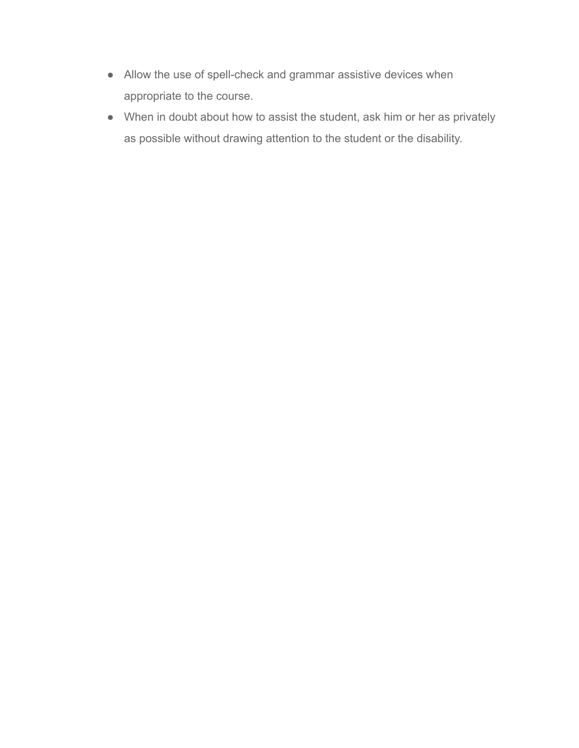- Allow the use of spell-check and grammar assistive devices when appropriate to the course.
- When in doubt about how to assist the student, ask him or her as privately as possible without drawing attention to the student or the disability.